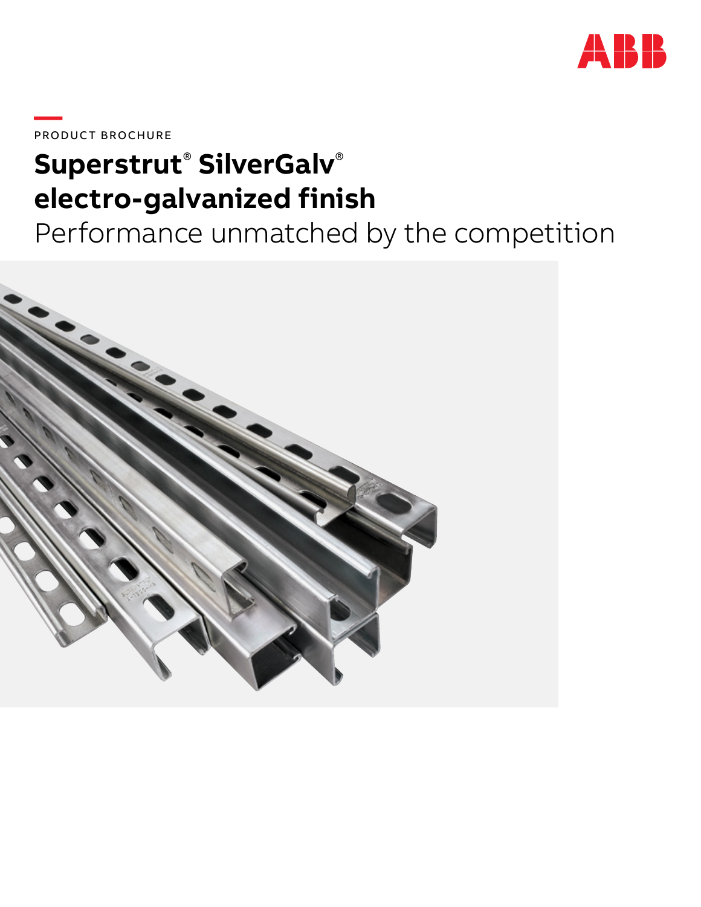PRODUCT BROCHURE

# Superstrut® SilverGalv® electro-galvanized finish

## Performance unmatched by the competition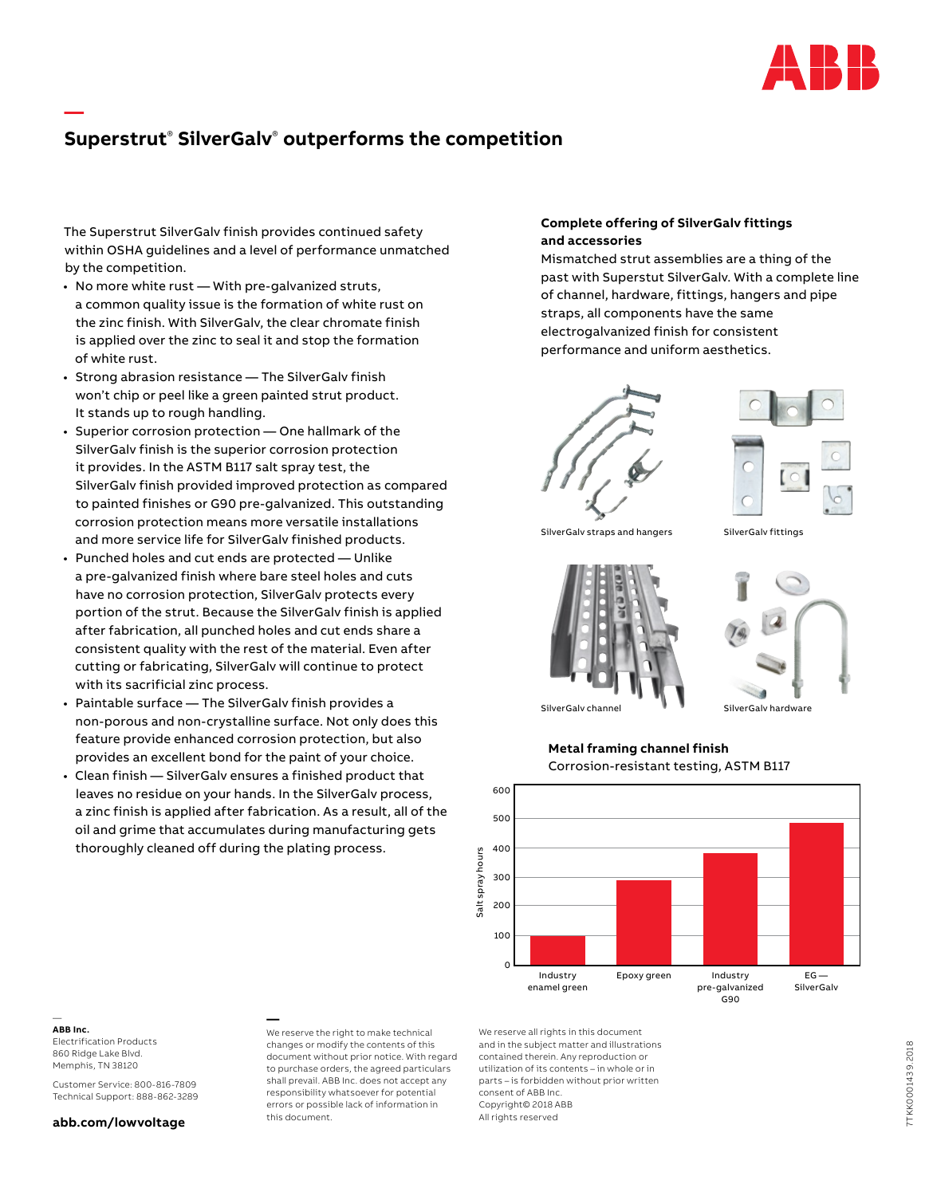## Superstrut® SilverGalv® outperforms the competition

The Superstrut SilverGalv finish provides continued safety within OSHA guidelines and a level of performance unmatched by the competition.

- No more white rust — With pre-galvanized struts, a common quality issue is the formation of white rust on the zinc finish. With SilverGalv, the clear chromate finish is applied over the zinc to seal it and stop the formation of white rust.
- Strong abrasion resistance — The SilverGalv finish won't chip or peel like a green painted strut product. It stands up to rough handling.
- Superior corrosion protection — One hallmark of the SilverGalv finish is the superior corrosion protection it provides. In the ASTM B117 salt spray test, the SilverGalv finish provided improved protection as compared to painted finishes or G90 pre-galvanized. This outstanding corrosion protection means more versatile installations and more service life for SilverGalv finished products.
- Punched holes and cut ends are protected — Unlike a pre-galvanized finish where bare steel holes and cuts have no corrosion protection, SilverGalv protects every portion of the strut. Because the SilverGalv finish is applied after fabrication, all punched holes and cut ends share a consistent quality with the rest of the material. Even after cutting or fabricating, SilverGalv will continue to protect with its sacrificial zinc process.
- Paintable surface — The SilverGalv finish provides a non-porous and non-crystalline surface. Not only does this feature provide enhanced corrosion protection, but also provides an excellent bond for the paint of your choice.
- Clean finish — SilverGalv ensures a finished product that leaves no residue on your hands. In the SilverGalv process, a zinc finish is applied after fabrication. As a result, all of the oil and grime that accumulates during manufacturing gets thoroughly cleaned off during the plating process.

### Complete offering of SilverGalv fittings and accessories

Mismatched strut assemblies are a thing of the past with Superstut SilverGalv. With a complete line of channel, hardware, fittings, hangers and pipe straps, all components have the same electrogalvanized finish for consistent performance and uniform aesthetics.

SilverGalv straps and hangers

SilverGalv fittings

SilverGalv channel

SilverGalv hardware

### Metal framing channel finish

Corrosion-resistant testing, ASTM B117

Salt spray hours

600
500
400
300
200
100
0

Industry enamel green
Epoxy green
Industry pre-galvanized G90
EG — SilverGalv

—

**ABB Inc.**
Electrification Products
860 Ridge Lake Blvd.
Memphis, TN 38120

Customer Service: 800-816-7809
Technical Support: 888-862-3289

**abb.com/lowvoltage**

—

We reserve the right to make technical changes or modify the contents of this document without prior notice. With regard to purchase orders, the agreed particulars shall prevail. ABB Inc. does not accept any responsibility whatsoever for potential errors or possible lack of information in this document.

We reserve all rights in this document and in the subject matter and illustrations contained therein. Any reproduction or utilization of its contents – in whole or in parts – is forbidden without prior written consent of ABB Inc.
Copyright© 2018 ABB
All rights reserved

7TKK0001439.2018